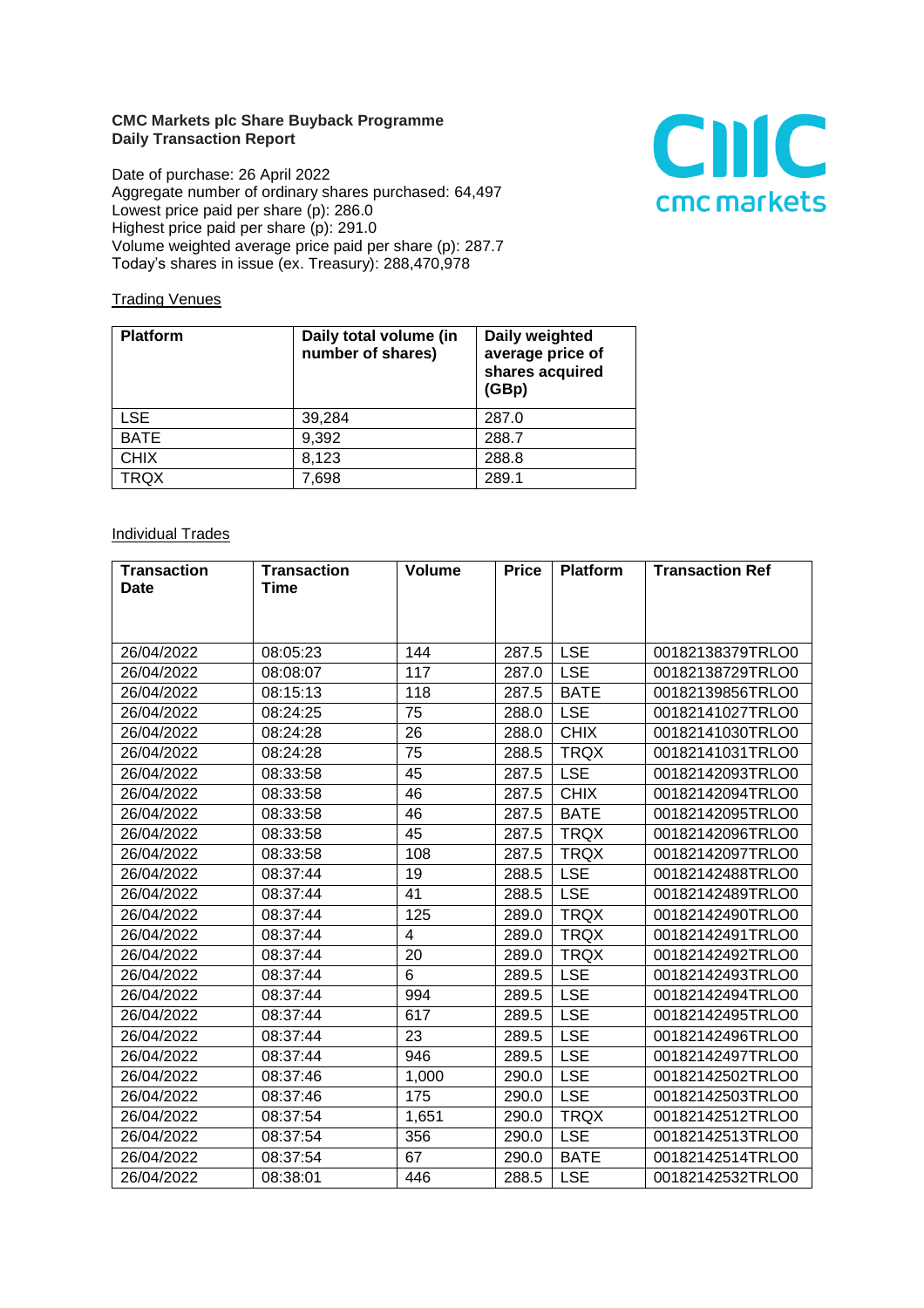**CMC Markets plc Share Buyback Programme**
**Daily Transaction Report**

Date of purchase: 26 April 2022
Aggregate number of ordinary shares purchased: 64,497
Lowest price paid per share (p): 286.0
Highest price paid per share (p): 291.0
Volume weighted average price paid per share (p): 287.7
Today's shares in issue (ex. Treasury): 288,470,978

Trading Venues

| Platform | Daily total volume (in number of shares) | Daily weighted average price of shares acquired (GBp) |
|---|---|---|
| LSE | 39,284 | 287.0 |
| BATE | 9,392 | 288.7 |
| CHIX | 8,123 | 288.8 |
| TRQX | 7,698 | 289.1 |

Individual Trades

| Transaction Date | Transaction Time | Volume | Price | Platform | Transaction Ref |
|---|---|---|---|---|---|
| 26/04/2022 | 08:05:23 | 144 | 287.5 | LSE | 00182138379TRLO0 |
| 26/04/2022 | 08:08:07 | 117 | 287.0 | LSE | 00182138729TRLO0 |
| 26/04/2022 | 08:15:13 | 118 | 287.5 | BATE | 00182139856TRLO0 |
| 26/04/2022 | 08:24:25 | 75 | 288.0 | LSE | 00182141027TRLO0 |
| 26/04/2022 | 08:24:28 | 26 | 288.0 | CHIX | 00182141030TRLO0 |
| 26/04/2022 | 08:24:28 | 75 | 288.5 | TRQX | 00182141031TRLO0 |
| 26/04/2022 | 08:33:58 | 45 | 287.5 | LSE | 00182142093TRLO0 |
| 26/04/2022 | 08:33:58 | 46 | 287.5 | CHIX | 00182142094TRLO0 |
| 26/04/2022 | 08:33:58 | 46 | 287.5 | BATE | 00182142095TRLO0 |
| 26/04/2022 | 08:33:58 | 45 | 287.5 | TRQX | 00182142096TRLO0 |
| 26/04/2022 | 08:33:58 | 108 | 287.5 | TRQX | 00182142097TRLO0 |
| 26/04/2022 | 08:37:44 | 19 | 288.5 | LSE | 00182142488TRLO0 |
| 26/04/2022 | 08:37:44 | 41 | 288.5 | LSE | 00182142489TRLO0 |
| 26/04/2022 | 08:37:44 | 125 | 289.0 | TRQX | 00182142490TRLO0 |
| 26/04/2022 | 08:37:44 | 4 | 289.0 | TRQX | 00182142491TRLO0 |
| 26/04/2022 | 08:37:44 | 20 | 289.0 | TRQX | 00182142492TRLO0 |
| 26/04/2022 | 08:37:44 | 6 | 289.5 | LSE | 00182142493TRLO0 |
| 26/04/2022 | 08:37:44 | 994 | 289.5 | LSE | 00182142494TRLO0 |
| 26/04/2022 | 08:37:44 | 617 | 289.5 | LSE | 00182142495TRLO0 |
| 26/04/2022 | 08:37:44 | 23 | 289.5 | LSE | 00182142496TRLO0 |
| 26/04/2022 | 08:37:44 | 946 | 289.5 | LSE | 00182142497TRLO0 |
| 26/04/2022 | 08:37:46 | 1,000 | 290.0 | LSE | 00182142502TRLO0 |
| 26/04/2022 | 08:37:46 | 175 | 290.0 | LSE | 00182142503TRLO0 |
| 26/04/2022 | 08:37:54 | 1,651 | 290.0 | TRQX | 00182142512TRLO0 |
| 26/04/2022 | 08:37:54 | 356 | 290.0 | LSE | 00182142513TRLO0 |
| 26/04/2022 | 08:37:54 | 67 | 290.0 | BATE | 00182142514TRLO0 |
| 26/04/2022 | 08:38:01 | 446 | 288.5 | LSE | 00182142532TRLO0 |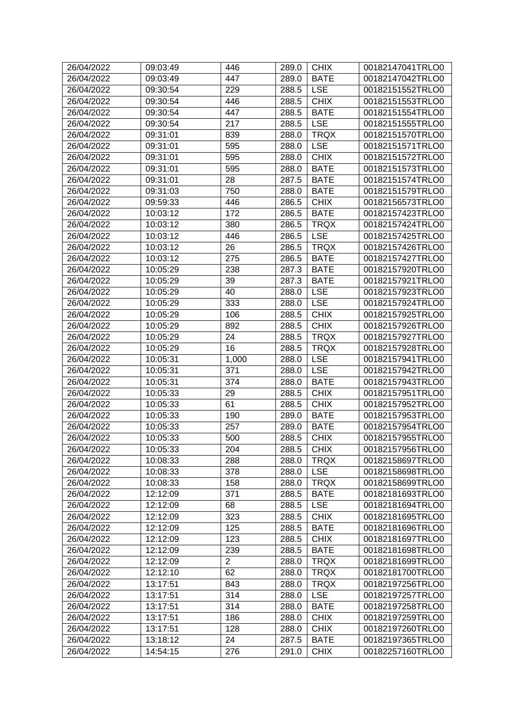| 26/04/2022 | 09:03:49 | 446 | 289.0 | CHIX | 00182147041TRLO0 |
|---|---|---|---|---|---|
| 26/04/2022 | 09:03:49 | 447 | 289.0 | BATE | 00182147042TRLO0 |
| 26/04/2022 | 09:30:54 | 229 | 288.5 | LSE | 00182151552TRLO0 |
| 26/04/2022 | 09:30:54 | 446 | 288.5 | CHIX | 00182151553TRLO0 |
| 26/04/2022 | 09:30:54 | 447 | 288.5 | BATE | 00182151554TRLO0 |
| 26/04/2022 | 09:30:54 | 217 | 288.5 | LSE | 00182151555TRLO0 |
| 26/04/2022 | 09:31:01 | 839 | 288.0 | TRQX | 00182151570TRLO0 |
| 26/04/2022 | 09:31:01 | 595 | 288.0 | LSE | 00182151571TRLO0 |
| 26/04/2022 | 09:31:01 | 595 | 288.0 | CHIX | 00182151572TRLO0 |
| 26/04/2022 | 09:31:01 | 595 | 288.0 | BATE | 00182151573TRLO0 |
| 26/04/2022 | 09:31:01 | 28 | 287.5 | BATE | 00182151574TRLO0 |
| 26/04/2022 | 09:31:03 | 750 | 288.0 | BATE | 00182151579TRLO0 |
| 26/04/2022 | 09:59:33 | 446 | 286.5 | CHIX | 00182156573TRLO0 |
| 26/04/2022 | 10:03:12 | 172 | 286.5 | BATE | 00182157423TRLO0 |
| 26/04/2022 | 10:03:12 | 380 | 286.5 | TRQX | 00182157424TRLO0 |
| 26/04/2022 | 10:03:12 | 446 | 286.5 | LSE | 00182157425TRLO0 |
| 26/04/2022 | 10:03:12 | 26 | 286.5 | TRQX | 00182157426TRLO0 |
| 26/04/2022 | 10:03:12 | 275 | 286.5 | BATE | 00182157427TRLO0 |
| 26/04/2022 | 10:05:29 | 238 | 287.3 | BATE | 00182157920TRLO0 |
| 26/04/2022 | 10:05:29 | 39 | 287.3 | BATE | 00182157921TRLO0 |
| 26/04/2022 | 10:05:29 | 40 | 288.0 | LSE | 00182157923TRLO0 |
| 26/04/2022 | 10:05:29 | 333 | 288.0 | LSE | 00182157924TRLO0 |
| 26/04/2022 | 10:05:29 | 106 | 288.5 | CHIX | 00182157925TRLO0 |
| 26/04/2022 | 10:05:29 | 892 | 288.5 | CHIX | 00182157926TRLO0 |
| 26/04/2022 | 10:05:29 | 24 | 288.5 | TRQX | 00182157927TRLO0 |
| 26/04/2022 | 10:05:29 | 16 | 288.5 | TRQX | 00182157928TRLO0 |
| 26/04/2022 | 10:05:31 | 1,000 | 288.0 | LSE | 00182157941TRLO0 |
| 26/04/2022 | 10:05:31 | 371 | 288.0 | LSE | 00182157942TRLO0 |
| 26/04/2022 | 10:05:31 | 374 | 288.0 | BATE | 00182157943TRLO0 |
| 26/04/2022 | 10:05:33 | 29 | 288.5 | CHIX | 00182157951TRLO0 |
| 26/04/2022 | 10:05:33 | 61 | 288.5 | CHIX | 00182157952TRLO0 |
| 26/04/2022 | 10:05:33 | 190 | 289.0 | BATE | 00182157953TRLO0 |
| 26/04/2022 | 10:05:33 | 257 | 289.0 | BATE | 00182157954TRLO0 |
| 26/04/2022 | 10:05:33 | 500 | 288.5 | CHIX | 00182157955TRLO0 |
| 26/04/2022 | 10:05:33 | 204 | 288.5 | CHIX | 00182157956TRLO0 |
| 26/04/2022 | 10:08:33 | 288 | 288.0 | TRQX | 00182158697TRLO0 |
| 26/04/2022 | 10:08:33 | 378 | 288.0 | LSE | 00182158698TRLO0 |
| 26/04/2022 | 10:08:33 | 158 | 288.0 | TRQX | 00182158699TRLO0 |
| 26/04/2022 | 12:12:09 | 371 | 288.5 | BATE | 00182181693TRLO0 |
| 26/04/2022 | 12:12:09 | 68 | 288.5 | LSE | 00182181694TRLO0 |
| 26/04/2022 | 12:12:09 | 323 | 288.5 | CHIX | 00182181695TRLO0 |
| 26/04/2022 | 12:12:09 | 125 | 288.5 | BATE | 00182181696TRLO0 |
| 26/04/2022 | 12:12:09 | 123 | 288.5 | CHIX | 00182181697TRLO0 |
| 26/04/2022 | 12:12:09 | 239 | 288.5 | BATE | 00182181698TRLO0 |
| 26/04/2022 | 12:12:09 | 2 | 288.0 | TRQX | 00182181699TRLO0 |
| 26/04/2022 | 12:12:10 | 62 | 288.0 | TRQX | 00182181700TRLO0 |
| 26/04/2022 | 13:17:51 | 843 | 288.0 | TRQX | 00182197256TRLO0 |
| 26/04/2022 | 13:17:51 | 314 | 288.0 | LSE | 00182197257TRLO0 |
| 26/04/2022 | 13:17:51 | 314 | 288.0 | BATE | 00182197258TRLO0 |
| 26/04/2022 | 13:17:51 | 186 | 288.0 | CHIX | 00182197259TRLO0 |
| 26/04/2022 | 13:17:51 | 128 | 288.0 | CHIX | 00182197260TRLO0 |
| 26/04/2022 | 13:18:12 | 24 | 287.5 | BATE | 00182197365TRLO0 |
| 26/04/2022 | 14:54:15 | 276 | 291.0 | CHIX | 00182257160TRLO0 |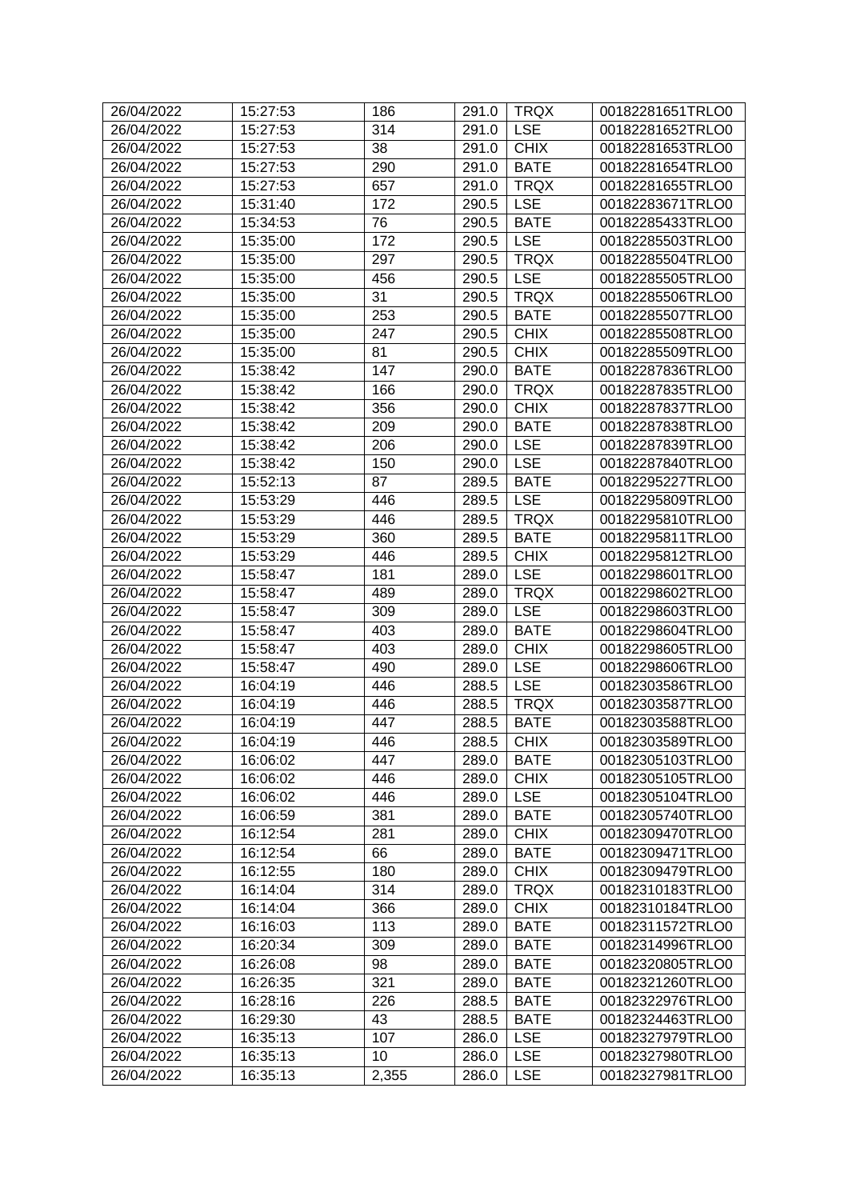| 26/04/2022 | 15:27:53 | 186 | 291.0 | TRQX | 00182281651TRLO0 |
|---|---|---|---|---|---|
| 26/04/2022 | 15:27:53 | 314 | 291.0 | LSE | 00182281652TRLO0 |
| 26/04/2022 | 15:27:53 | 38 | 291.0 | CHIX | 00182281653TRLO0 |
| 26/04/2022 | 15:27:53 | 290 | 291.0 | BATE | 00182281654TRLO0 |
| 26/04/2022 | 15:27:53 | 657 | 291.0 | TRQX | 00182281655TRLO0 |
| 26/04/2022 | 15:31:40 | 172 | 290.5 | LSE | 00182283671TRLO0 |
| 26/04/2022 | 15:34:53 | 76 | 290.5 | BATE | 00182285433TRLO0 |
| 26/04/2022 | 15:35:00 | 172 | 290.5 | LSE | 00182285503TRLO0 |
| 26/04/2022 | 15:35:00 | 297 | 290.5 | TRQX | 00182285504TRLO0 |
| 26/04/2022 | 15:35:00 | 456 | 290.5 | LSE | 00182285505TRLO0 |
| 26/04/2022 | 15:35:00 | 31 | 290.5 | TRQX | 00182285506TRLO0 |
| 26/04/2022 | 15:35:00 | 253 | 290.5 | BATE | 00182285507TRLO0 |
| 26/04/2022 | 15:35:00 | 247 | 290.5 | CHIX | 00182285508TRLO0 |
| 26/04/2022 | 15:35:00 | 81 | 290.5 | CHIX | 00182285509TRLO0 |
| 26/04/2022 | 15:38:42 | 147 | 290.0 | BATE | 00182287836TRLO0 |
| 26/04/2022 | 15:38:42 | 166 | 290.0 | TRQX | 00182287835TRLO0 |
| 26/04/2022 | 15:38:42 | 356 | 290.0 | CHIX | 00182287837TRLO0 |
| 26/04/2022 | 15:38:42 | 209 | 290.0 | BATE | 00182287838TRLO0 |
| 26/04/2022 | 15:38:42 | 206 | 290.0 | LSE | 00182287839TRLO0 |
| 26/04/2022 | 15:38:42 | 150 | 290.0 | LSE | 00182287840TRLO0 |
| 26/04/2022 | 15:52:13 | 87 | 289.5 | BATE | 00182295227TRLO0 |
| 26/04/2022 | 15:53:29 | 446 | 289.5 | LSE | 00182295809TRLO0 |
| 26/04/2022 | 15:53:29 | 446 | 289.5 | TRQX | 00182295810TRLO0 |
| 26/04/2022 | 15:53:29 | 360 | 289.5 | BATE | 00182295811TRLO0 |
| 26/04/2022 | 15:53:29 | 446 | 289.5 | CHIX | 00182295812TRLO0 |
| 26/04/2022 | 15:58:47 | 181 | 289.0 | LSE | 00182298601TRLO0 |
| 26/04/2022 | 15:58:47 | 489 | 289.0 | TRQX | 00182298602TRLO0 |
| 26/04/2022 | 15:58:47 | 309 | 289.0 | LSE | 00182298603TRLO0 |
| 26/04/2022 | 15:58:47 | 403 | 289.0 | BATE | 00182298604TRLO0 |
| 26/04/2022 | 15:58:47 | 403 | 289.0 | CHIX | 00182298605TRLO0 |
| 26/04/2022 | 15:58:47 | 490 | 289.0 | LSE | 00182298606TRLO0 |
| 26/04/2022 | 16:04:19 | 446 | 288.5 | LSE | 00182303586TRLO0 |
| 26/04/2022 | 16:04:19 | 446 | 288.5 | TRQX | 00182303587TRLO0 |
| 26/04/2022 | 16:04:19 | 447 | 288.5 | BATE | 00182303588TRLO0 |
| 26/04/2022 | 16:04:19 | 446 | 288.5 | CHIX | 00182303589TRLO0 |
| 26/04/2022 | 16:06:02 | 447 | 289.0 | BATE | 00182305103TRLO0 |
| 26/04/2022 | 16:06:02 | 446 | 289.0 | CHIX | 00182305105TRLO0 |
| 26/04/2022 | 16:06:02 | 446 | 289.0 | LSE | 00182305104TRLO0 |
| 26/04/2022 | 16:06:59 | 381 | 289.0 | BATE | 00182305740TRLO0 |
| 26/04/2022 | 16:12:54 | 281 | 289.0 | CHIX | 00182309470TRLO0 |
| 26/04/2022 | 16:12:54 | 66 | 289.0 | BATE | 00182309471TRLO0 |
| 26/04/2022 | 16:12:55 | 180 | 289.0 | CHIX | 00182309479TRLO0 |
| 26/04/2022 | 16:14:04 | 314 | 289.0 | TRQX | 00182310183TRLO0 |
| 26/04/2022 | 16:14:04 | 366 | 289.0 | CHIX | 00182310184TRLO0 |
| 26/04/2022 | 16:16:03 | 113 | 289.0 | BATE | 00182311572TRLO0 |
| 26/04/2022 | 16:20:34 | 309 | 289.0 | BATE | 00182314996TRLO0 |
| 26/04/2022 | 16:26:08 | 98 | 289.0 | BATE | 00182320805TRLO0 |
| 26/04/2022 | 16:26:35 | 321 | 289.0 | BATE | 00182321260TRLO0 |
| 26/04/2022 | 16:28:16 | 226 | 288.5 | BATE | 00182322976TRLO0 |
| 26/04/2022 | 16:29:30 | 43 | 288.5 | BATE | 00182324463TRLO0 |
| 26/04/2022 | 16:35:13 | 107 | 286.0 | LSE | 00182327979TRLO0 |
| 26/04/2022 | 16:35:13 | 10 | 286.0 | LSE | 00182327980TRLO0 |
| 26/04/2022 | 16:35:13 | 2,355 | 286.0 | LSE | 00182327981TRLO0 |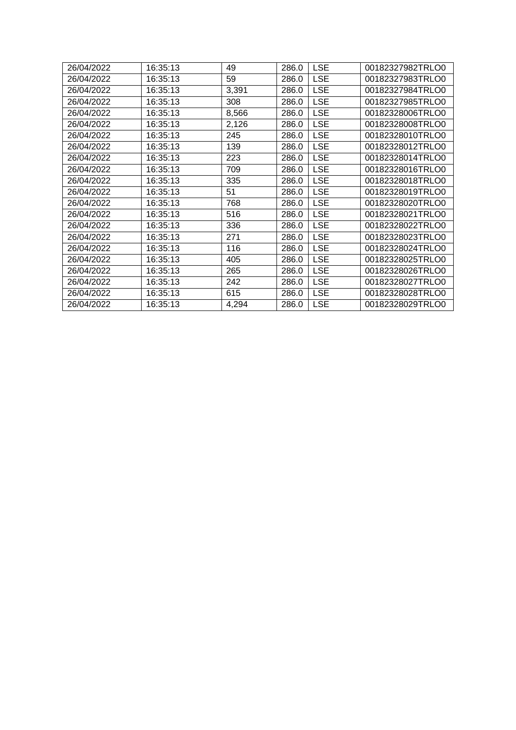| | | | | | |
|---|---|---|---|---|---|
| 26/04/2022 | 16:35:13 | 49 | 286.0 | LSE | 00182327982TRLO0 |
| 26/04/2022 | 16:35:13 | 59 | 286.0 | LSE | 00182327983TRLO0 |
| 26/04/2022 | 16:35:13 | 3,391 | 286.0 | LSE | 00182327984TRLO0 |
| 26/04/2022 | 16:35:13 | 308 | 286.0 | LSE | 00182327985TRLO0 |
| 26/04/2022 | 16:35:13 | 8,566 | 286.0 | LSE | 00182328006TRLO0 |
| 26/04/2022 | 16:35:13 | 2,126 | 286.0 | LSE | 00182328008TRLO0 |
| 26/04/2022 | 16:35:13 | 245 | 286.0 | LSE | 00182328010TRLO0 |
| 26/04/2022 | 16:35:13 | 139 | 286.0 | LSE | 00182328012TRLO0 |
| 26/04/2022 | 16:35:13 | 223 | 286.0 | LSE | 00182328014TRLO0 |
| 26/04/2022 | 16:35:13 | 709 | 286.0 | LSE | 00182328016TRLO0 |
| 26/04/2022 | 16:35:13 | 335 | 286.0 | LSE | 00182328018TRLO0 |
| 26/04/2022 | 16:35:13 | 51 | 286.0 | LSE | 00182328019TRLO0 |
| 26/04/2022 | 16:35:13 | 768 | 286.0 | LSE | 00182328020TRLO0 |
| 26/04/2022 | 16:35:13 | 516 | 286.0 | LSE | 00182328021TRLO0 |
| 26/04/2022 | 16:35:13 | 336 | 286.0 | LSE | 00182328022TRLO0 |
| 26/04/2022 | 16:35:13 | 271 | 286.0 | LSE | 00182328023TRLO0 |
| 26/04/2022 | 16:35:13 | 116 | 286.0 | LSE | 00182328024TRLO0 |
| 26/04/2022 | 16:35:13 | 405 | 286.0 | LSE | 00182328025TRLO0 |
| 26/04/2022 | 16:35:13 | 265 | 286.0 | LSE | 00182328026TRLO0 |
| 26/04/2022 | 16:35:13 | 242 | 286.0 | LSE | 00182328027TRLO0 |
| 26/04/2022 | 16:35:13 | 615 | 286.0 | LSE | 00182328028TRLO0 |
| 26/04/2022 | 16:35:13 | 4,294 | 286.0 | LSE | 00182328029TRLO0 |